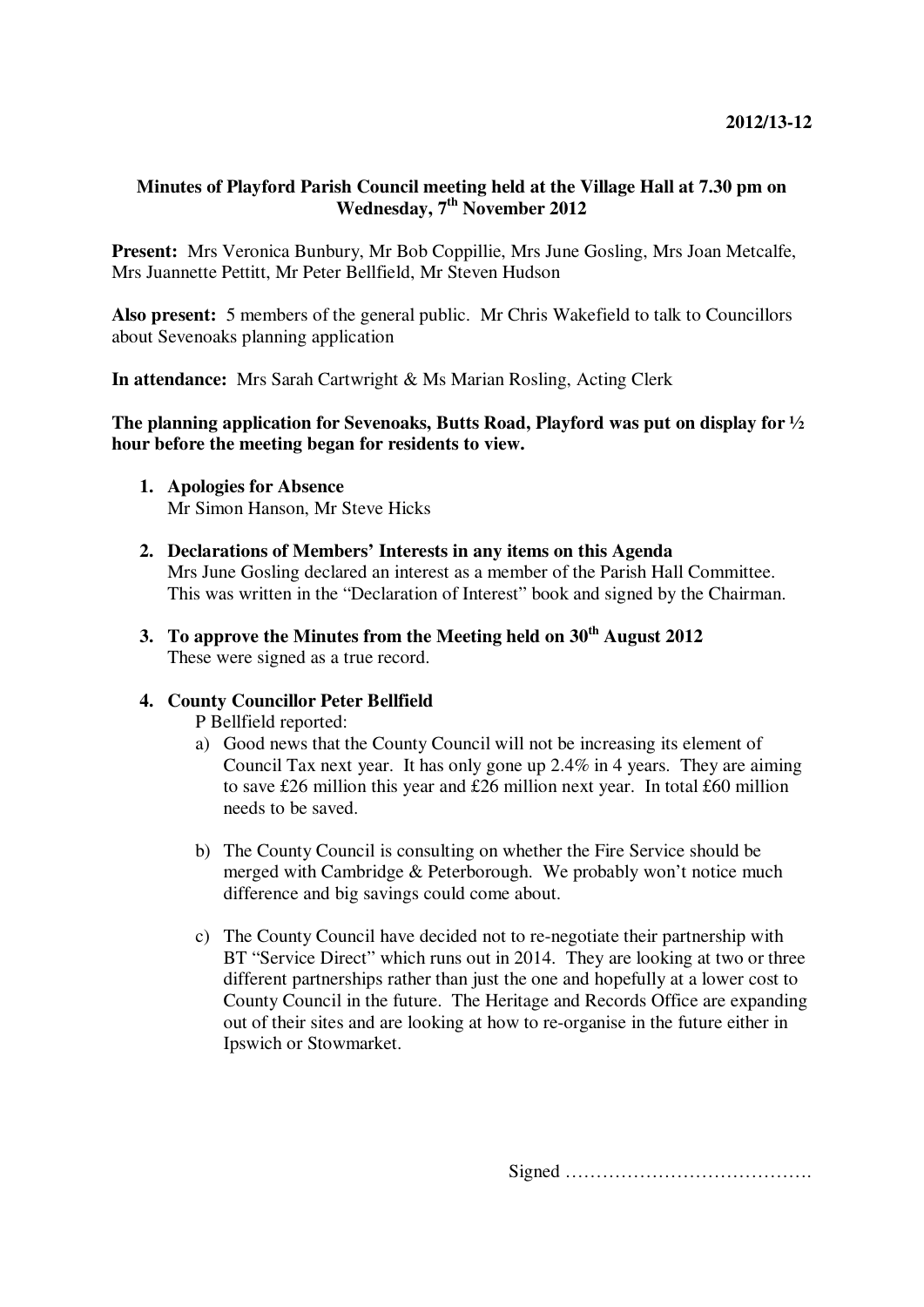**2012/13-12**

**Minutes of Playford Parish Council meeting held at the Village Hall at 7.30 pm on Wednesday, 7th November 2012**

**Present:** Mrs Veronica Bunbury, Mr Bob Coppillie, Mrs June Gosling, Mrs Joan Metcalfe, Mrs Juannette Pettitt, Mr Peter Bellfield, Mr Steven Hudson

**Also present:** 5 members of the general public. Mr Chris Wakefield to talk to Councillors about Sevenoaks planning application

**In attendance:** Mrs Sarah Cartwright & Ms Marian Rosling, Acting Clerk

**The planning application for Sevenoaks, Butts Road, Playford was put on display for ½ hour before the meeting began for residents to view.**

1. **Apologies for Absence**
   Mr Simon Hanson, Mr Steve Hicks

2. **Declarations of Members' Interests in any items on this Agenda**
   Mrs June Gosling declared an interest as a member of the Parish Hall Committee. This was written in the "Declaration of Interest" book and signed by the Chairman.

3. **To approve the Minutes from the Meeting held on 30th August 2012**
   These were signed as a true record.

4. **County Councillor Peter Bellfield**
   P Bellfield reported:
   a) Good news that the County Council will not be increasing its element of Council Tax next year. It has only gone up 2.4% in 4 years. They are aiming to save £26 million this year and £26 million next year. In total £60 million needs to be saved.

   b) The County Council is consulting on whether the Fire Service should be merged with Cambridge & Peterborough. We probably won't notice much difference and big savings could come about.

   c) The County Council have decided not to re-negotiate their partnership with BT "Service Direct" which runs out in 2014. They are looking at two or three different partnerships rather than just the one and hopefully at a lower cost to County Council in the future. The Heritage and Records Office are expanding out of their sites and are looking at how to re-organise in the future either in Ipswich or Stowmarket.

Signed ………………………………….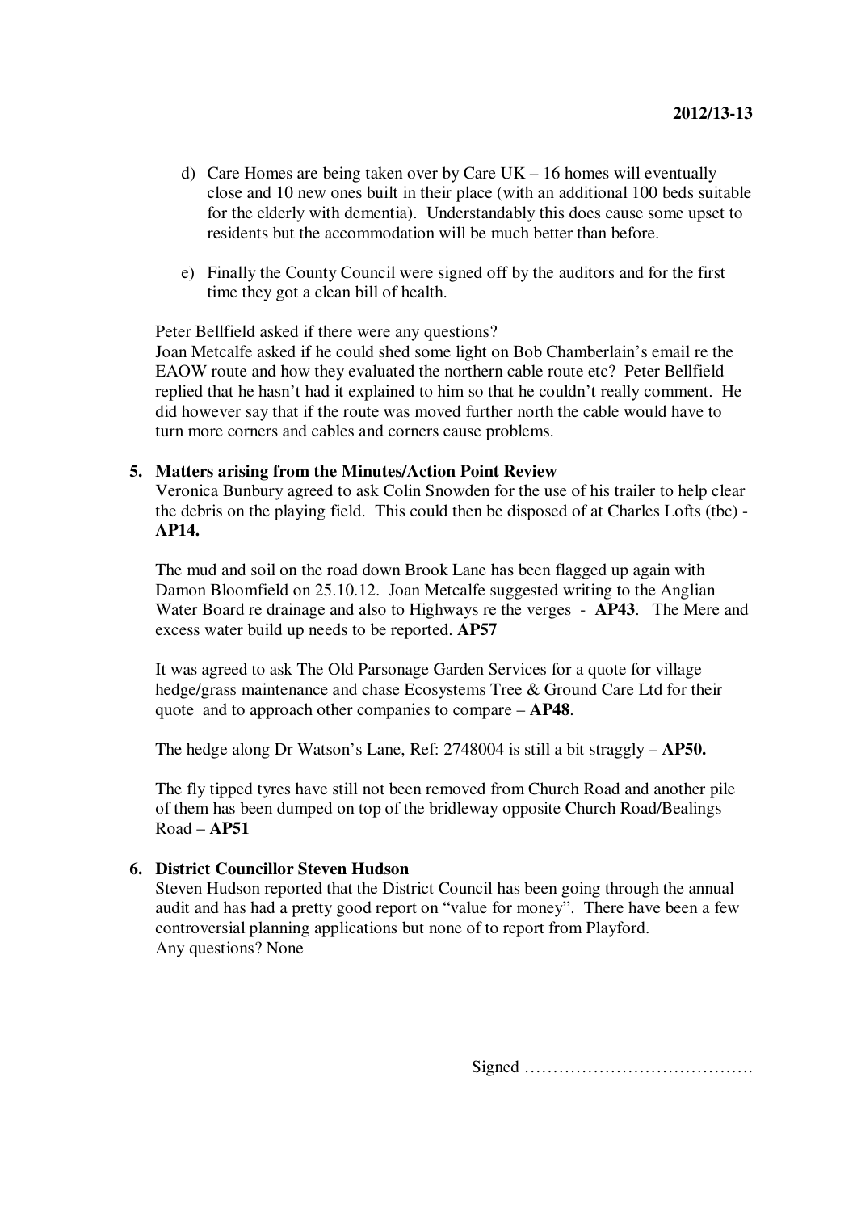d) Care Homes are being taken over by Care UK – 16 homes will eventually close and 10 new ones built in their place (with an additional 100 beds suitable for the elderly with dementia). Understandably this does cause some upset to residents but the accommodation will be much better than before.

e) Finally the County Council were signed off by the auditors and for the first time they got a clean bill of health.

Peter Bellfield asked if there were any questions?
Joan Metcalfe asked if he could shed some light on Bob Chamberlain's email re the EAOW route and how they evaluated the northern cable route etc? Peter Bellfield replied that he hasn't had it explained to him so that he couldn't really comment. He did however say that if the route was moved further north the cable would have to turn more corners and cables and corners cause problems.

**5. Matters arising from the Minutes/Action Point Review**

Veronica Bunbury agreed to ask Colin Snowden for the use of his trailer to help clear the debris on the playing field. This could then be disposed of at Charles Lofts (tbc) - **AP14.**

The mud and soil on the road down Brook Lane has been flagged up again with Damon Bloomfield on 25.10.12. Joan Metcalfe suggested writing to the Anglian Water Board re drainage and also to Highways re the verges - **AP43**. The Mere and excess water build up needs to be reported. **AP57**

It was agreed to ask The Old Parsonage Garden Services for a quote for village hedge/grass maintenance and chase Ecosystems Tree & Ground Care Ltd for their quote and to approach other companies to compare – **AP48**.

The hedge along Dr Watson's Lane, Ref: 2748004 is still a bit straggly – **AP50.**

The fly tipped tyres have still not been removed from Church Road and another pile of them has been dumped on top of the bridleway opposite Church Road/Bealings Road – **AP51**

**6. District Councillor Steven Hudson**

Steven Hudson reported that the District Council has been going through the annual audit and has had a pretty good report on "value for money". There have been a few controversial planning applications but none of to report from Playford.
Any questions? None

Signed ………………………………….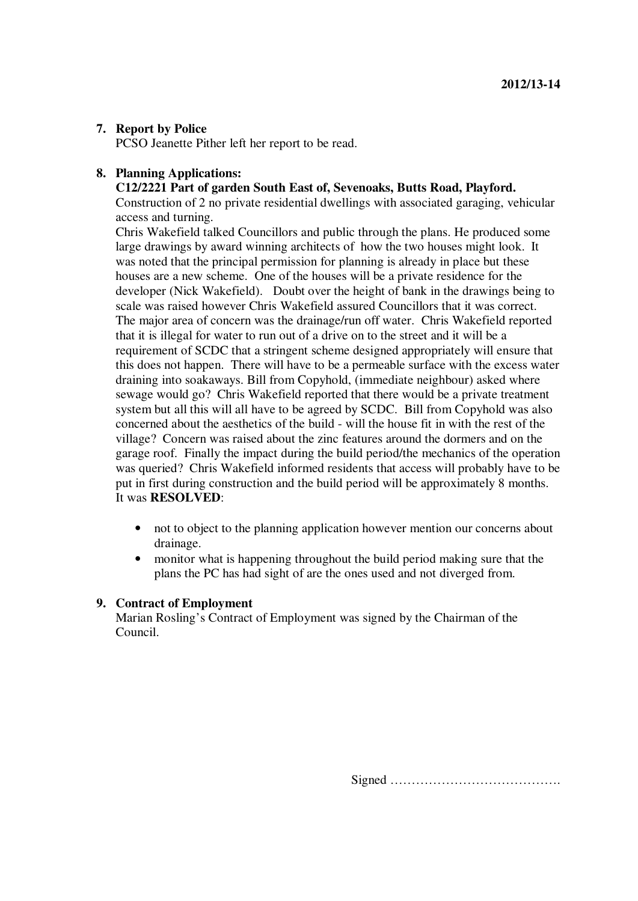**2012/13-14**

**7. Report by Police**

PCSO Jeanette Pither left her report to be read.

**8. Planning Applications:**

**C12/2221 Part of garden South East of, Sevenoaks, Butts Road, Playford.**

Construction of 2 no private residential dwellings with associated garaging, vehicular access and turning.

Chris Wakefield talked Councillors and public through the plans. He produced some large drawings by award winning architects of how the two houses might look. It was noted that the principal permission for planning is already in place but these houses are a new scheme. One of the houses will be a private residence for the developer (Nick Wakefield). Doubt over the height of bank in the drawings being to scale was raised however Chris Wakefield assured Councillors that it was correct. The major area of concern was the drainage/run off water. Chris Wakefield reported that it is illegal for water to run out of a drive on to the street and it will be a requirement of SCDC that a stringent scheme designed appropriately will ensure that this does not happen. There will have to be a permeable surface with the excess water draining into soakaways. Bill from Copyhold, (immediate neighbour) asked where sewage would go? Chris Wakefield reported that there would be a private treatment system but all this will all have to be agreed by SCDC. Bill from Copyhold was also concerned about the aesthetics of the build - will the house fit in with the rest of the village? Concern was raised about the zinc features around the dormers and on the garage roof. Finally the impact during the build period/the mechanics of the operation was queried? Chris Wakefield informed residents that access will probably have to be put in first during construction and the build period will be approximately 8 months. It was **RESOLVED**:

- not to object to the planning application however mention our concerns about drainage.
- monitor what is happening throughout the build period making sure that the plans the PC has had sight of are the ones used and not diverged from.

**9. Contract of Employment**

Marian Rosling's Contract of Employment was signed by the Chairman of the Council.

Signed ………………………………….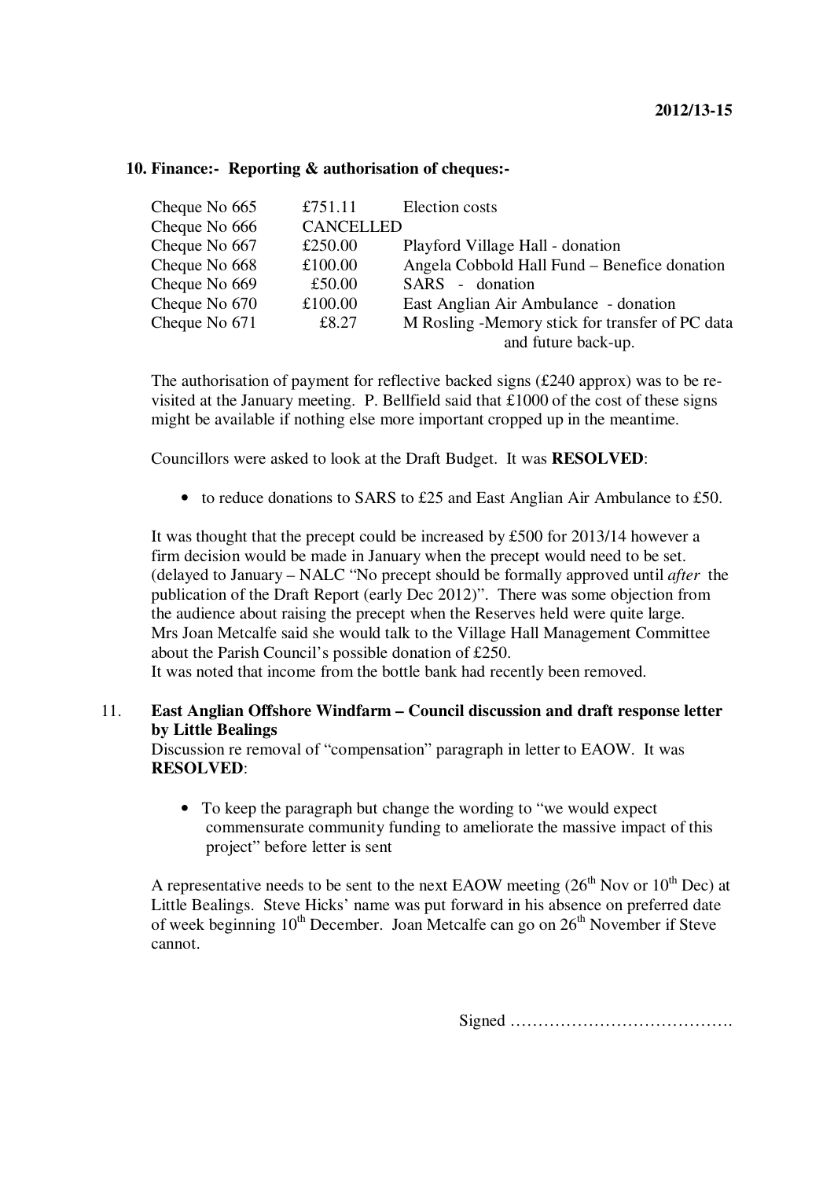**10. Finance:- Reporting & authorisation of cheques:-**

| | | |
|---|---|---|
| Cheque No 665 | £751.11 | Election costs |
| Cheque No 666 | CANCELLED | |
| Cheque No 667 | £250.00 | Playford Village Hall - donation |
| Cheque No 668 | £100.00 | Angela Cobbold Hall Fund – Benefice donation |
| Cheque No 669 | £50.00 | SARS - donation |
| Cheque No 670 | £100.00 | East Anglian Air Ambulance - donation |
| Cheque No 671 | £8.27 | M Rosling -Memory stick for transfer of PC data and future back-up. |

The authorisation of payment for reflective backed signs (£240 approx) was to be re-visited at the January meeting. P. Bellfield said that £1000 of the cost of these signs might be available if nothing else more important cropped up in the meantime.

Councillors were asked to look at the Draft Budget. It was **RESOLVED**:

- to reduce donations to SARS to £25 and East Anglian Air Ambulance to £50.

It was thought that the precept could be increased by £500 for 2013/14 however a firm decision would be made in January when the precept would need to be set. (delayed to January – NALC "No precept should be formally approved until *after* the publication of the Draft Report (early Dec 2012)". There was some objection from the audience about raising the precept when the Reserves held were quite large. Mrs Joan Metcalfe said she would talk to the Village Hall Management Committee about the Parish Council's possible donation of £250.
It was noted that income from the bottle bank had recently been removed.

11. **East Anglian Offshore Windfarm – Council discussion and draft response letter by Little Bealings**

Discussion re removal of "compensation" paragraph in letter to EAOW. It was **RESOLVED**:

- To keep the paragraph but change the wording to "we would expect commensurate community funding to ameliorate the massive impact of this project" before letter is sent

A representative needs to be sent to the next EAOW meeting (26th Nov or 10th Dec) at Little Bealings. Steve Hicks' name was put forward in his absence on preferred date of week beginning 10th December. Joan Metcalfe can go on 26th November if Steve cannot.

Signed ………………………………….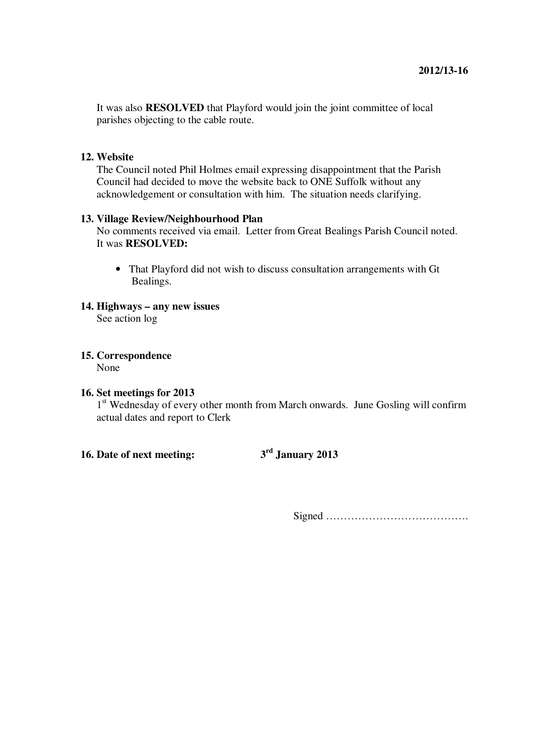It was also **RESOLVED** that Playford would join the joint committee of local parishes objecting to the cable route.

**12. Website**

The Council noted Phil Holmes email expressing disappointment that the Parish Council had decided to move the website back to ONE Suffolk without any acknowledgement or consultation with him. The situation needs clarifying.

**13. Village Review/Neighbourhood Plan**

No comments received via email. Letter from Great Bealings Parish Council noted. It was **RESOLVED:**

- That Playford did not wish to discuss consultation arrangements with Gt Bealings.

**14. Highways – any new issues**

See action log

**15. Correspondence**

None

**16. Set meetings for 2013**

1st Wednesday of every other month from March onwards. June Gosling will confirm actual dates and report to Clerk

**16. Date of next meeting:** **3rd January 2013**

Signed ………………………………….